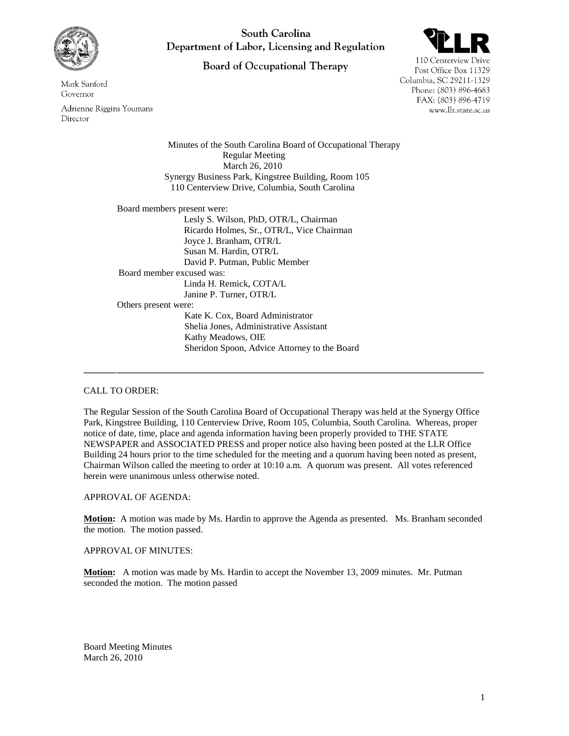South Carolina
Department of Labor, Licensing and Regulation

Board of Occupational Therapy

Mark Sanford
Governor

Adrienne Riggins Youmans
Director

110 Centerview Drive
Post Office Box 11329
Columbia, SC 29211-1329
Phone: (803) 896-4683
FAX: (803) 896-4719
www.llr.state.sc.us

Minutes of the South Carolina Board of Occupational Therapy
Regular Meeting
March 26, 2010
Synergy Business Park, Kingstree Building, Room 105
110 Centerview Drive, Columbia, South Carolina

Board members present were:
- Lesly S. Wilson, PhD, OTR/L, Chairman
- Ricardo Holmes, Sr., OTR/L, Vice Chairman
- Joyce J. Branham, OTR/L
- Susan M. Hardin, OTR/L
- David P. Putman, Public Member

Board member excused was:
- Linda H. Remick, COTA/L
- Janine P. Turner, OTR/L

Others present were:
- Kate K. Cox, Board Administrator
- Shelia Jones, Administrative Assistant
- Kathy Meadows, OIE
- Sheridon Spoon, Advice Attorney to the Board

---

CALL TO ORDER:

The Regular Session of the South Carolina Board of Occupational Therapy was held at the Synergy Office Park, Kingstree Building, 110 Centerview Drive, Room 105, Columbia, South Carolina. Whereas, proper notice of date, time, place and agenda information having been properly provided to THE STATE NEWSPAPER and ASSOCIATED PRESS and proper notice also having been posted at the LLR Office Building 24 hours prior to the time scheduled for the meeting and a quorum having been noted as present, Chairman Wilson called the meeting to order at 10:10 a.m. A quorum was present. All votes referenced herein were unanimous unless otherwise noted.

APPROVAL OF AGENDA:

**Motion:** A motion was made by Ms. Hardin to approve the Agenda as presented. Ms. Branham seconded the motion. The motion passed.

APPROVAL OF MINUTES:

**Motion:** A motion was made by Ms. Hardin to accept the November 13, 2009 minutes. Mr. Putman seconded the motion. The motion passed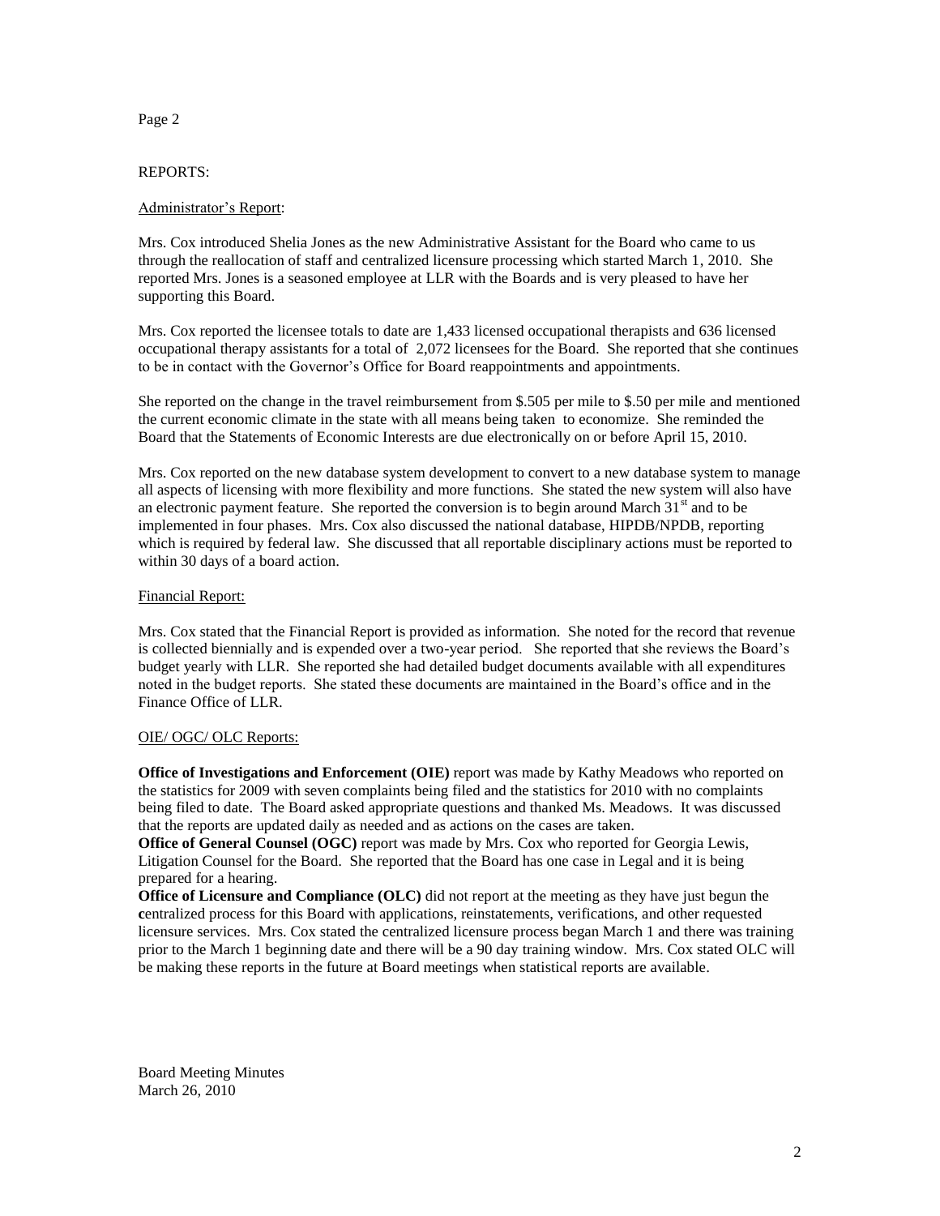## REPORTS:

### Administrator's Report:

Mrs. Cox introduced Shelia Jones as the new Administrative Assistant for the Board who came to us through the reallocation of staff and centralized licensure processing which started March 1, 2010. She reported Mrs. Jones is a seasoned employee at LLR with the Boards and is very pleased to have her supporting this Board.

Mrs. Cox reported the licensee totals to date are 1,433 licensed occupational therapists and 636 licensed occupational therapy assistants for a total of 2,072 licensees for the Board. She reported that she continues to be in contact with the Governor's Office for Board reappointments and appointments.

She reported on the change in the travel reimbursement from $.505 per mile to $.50 per mile and mentioned the current economic climate in the state with all means being taken to economize. She reminded the Board that the Statements of Economic Interests are due electronically on or before April 15, 2010.

Mrs. Cox reported on the new database system development to convert to a new database system to manage all aspects of licensing with more flexibility and more functions. She stated the new system will also have an electronic payment feature. She reported the conversion is to begin around March 31st and to be implemented in four phases. Mrs. Cox also discussed the national database, HIPDB/NPDB, reporting which is required by federal law. She discussed that all reportable disciplinary actions must be reported to within 30 days of a board action.

### Financial Report:

Mrs. Cox stated that the Financial Report is provided as information. She noted for the record that revenue is collected biennially and is expended over a two-year period. She reported that she reviews the Board's budget yearly with LLR. She reported she had detailed budget documents available with all expenditures noted in the budget reports. She stated these documents are maintained in the Board's office and in the Finance Office of LLR.

### OIE/ OGC/ OLC Reports:

**Office of Investigations and Enforcement (OIE)** report was made by Kathy Meadows who reported on the statistics for 2009 with seven complaints being filed and the statistics for 2010 with no complaints being filed to date. The Board asked appropriate questions and thanked Ms. Meadows. It was discussed that the reports are updated daily as needed and as actions on the cases are taken.

**Office of General Counsel (OGC)** report was made by Mrs. Cox who reported for Georgia Lewis, Litigation Counsel for the Board. She reported that the Board has one case in Legal and it is being prepared for a hearing.

**Office of Licensure and Compliance (OLC)** did not report at the meeting as they have just begun the centralized process for this Board with applications, reinstatements, verifications, and other requested licensure services. Mrs. Cox stated the centralized licensure process began March 1 and there was training prior to the March 1 beginning date and there will be a 90 day training window. Mrs. Cox stated OLC will be making these reports in the future at Board meetings when statistical reports are available.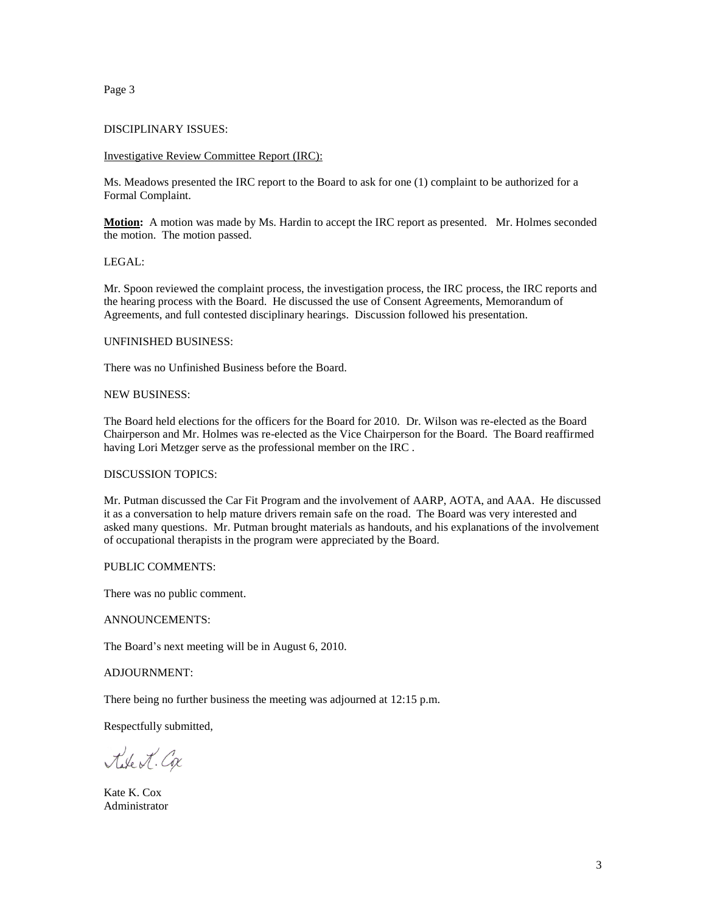DISCIPLINARY ISSUES:

Investigative Review Committee Report (IRC):

Ms. Meadows presented the IRC report to the Board to ask for one (1) complaint to be authorized for a Formal Complaint.

**Motion:** A motion was made by Ms. Hardin to accept the IRC report as presented. Mr. Holmes seconded the motion. The motion passed.

LEGAL:

Mr. Spoon reviewed the complaint process, the investigation process, the IRC process, the IRC reports and the hearing process with the Board. He discussed the use of Consent Agreements, Memorandum of Agreements, and full contested disciplinary hearings. Discussion followed his presentation.

UNFINISHED BUSINESS:

There was no Unfinished Business before the Board.

NEW BUSINESS:

The Board held elections for the officers for the Board for 2010. Dr. Wilson was re-elected as the Board Chairperson and Mr. Holmes was re-elected as the Vice Chairperson for the Board. The Board reaffirmed having Lori Metzger serve as the professional member on the IRC .

DISCUSSION TOPICS:

Mr. Putman discussed the Car Fit Program and the involvement of AARP, AOTA, and AAA. He discussed it as a conversation to help mature drivers remain safe on the road. The Board was very interested and asked many questions. Mr. Putman brought materials as handouts, and his explanations of the involvement of occupational therapists in the program were appreciated by the Board.

PUBLIC COMMENTS:

There was no public comment.

ANNOUNCEMENTS:

The Board's next meeting will be in August 6, 2010.

ADJOURNMENT:

There being no further business the meeting was adjourned at 12:15 p.m.

Respectfully submitted,

Kate K. Cox

Kate K. Cox
Administrator